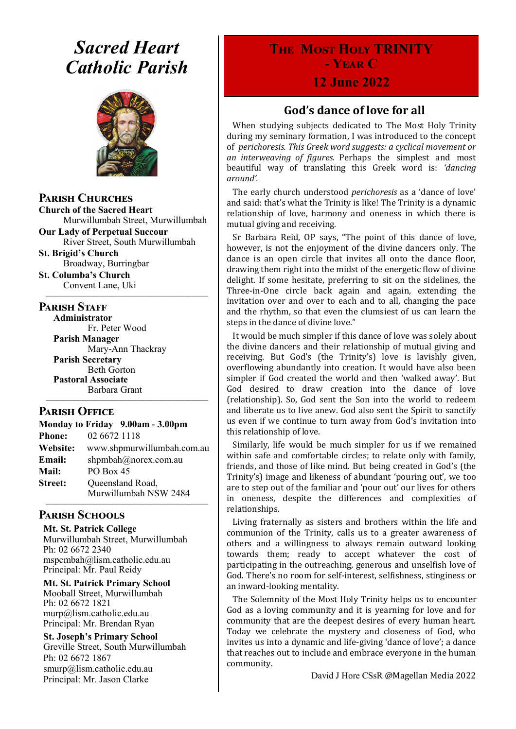# *Sacred Heart Catholic Parish*

## Parish Churches

**Church of the Sacred Heart**
Murwillumbah Street, Murwillumbah

**Our Lady of Perpetual Succour**
River Street, South Murwillumbah

**St. Brigid's Church**
Broadway, Burringbar

**St. Columba's Church**
Convent Lane, Uki

## Parish Staff

**Administrator**
Fr. Peter Wood

**Parish Manager**
Mary-Ann Thackray

**Parish Secretary**
Beth Gorton

**Pastoral Associate**
Barbara Grant

## Parish Office

**Monday to Friday 9.00am - 3.00pm**

**Phone:** 02 6672 1118
**Website:** www.shpmurwillumbah.com.au
**Email:** shpmbah@norex.com.au
**Mail:** PO Box 45
**Street:** Queensland Road, Murwillumbah NSW 2484

## Parish Schools

**Mt. St. Patrick College**
Murwillumbah Street, Murwillumbah
Ph: 02 6672 2340
mspcmbah@lism.catholic.edu.au
Principal: Mr. Paul Reidy

**Mt. St. Patrick Primary School**
Mooball Street, Murwillumbah
Ph: 02 6672 1821
murp@lism.catholic.edu.au
Principal: Mr. Brendan Ryan

**St. Joseph's Primary School**
Greville Street, South Murwillumbah
Ph: 02 6672 1867
smurp@lism.catholic.edu.au
Principal: Mr. Jason Clarke

# The Most Holy Trinity - Year C

## 12 June 2022

## God's dance of love for all

When studying subjects dedicated to The Most Holy Trinity during my seminary formation, I was introduced to the concept of *perichoresis. This Greek word suggests: a cyclical movement or an interweaving of figures.* Perhaps the simplest and most beautiful way of translating this Greek word is: *'dancing around'.*

The early church understood *perichoresis* as a 'dance of love' and said: that's what the Trinity is like! The Trinity is a dynamic relationship of love, harmony and oneness in which there is mutual giving and receiving.

Sr Barbara Reid, OP says, "The point of this dance of love, however, is not the enjoyment of the divine dancers only. The dance is an open circle that invites all onto the dance floor, drawing them right into the midst of the energetic flow of divine delight. If some hesitate, preferring to sit on the sidelines, the Three-in-One circle back again and again, extending the invitation over and over to each and to all, changing the pace and the rhythm, so that even the clumsiest of us can learn the steps in the dance of divine love."

It would be much simpler if this dance of love was solely about the divine dancers and their relationship of mutual giving and receiving. But God's (the Trinity's) love is lavishly given, overflowing abundantly into creation. It would have also been simpler if God created the world and then 'walked away'. But God desired to draw creation into the dance of love (relationship). So, God sent the Son into the world to redeem and liberate us to live anew. God also sent the Spirit to sanctify us even if we continue to turn away from God's invitation into this relationship of love.

Similarly, life would be much simpler for us if we remained within safe and comfortable circles; to relate only with family, friends, and those of like mind. But being created in God's (the Trinity's) image and likeness of abundant 'pouring out', we too are to step out of the familiar and 'pour out' our lives for others in oneness, despite the differences and complexities of relationships.

Living fraternally as sisters and brothers within the life and communion of the Trinity, calls us to a greater awareness of others and a willingness to always remain outward looking towards them; ready to accept whatever the cost of participating in the outreaching, generous and unselfish love of God. There's no room for self-interest, selfishness, stinginess or an inward-looking mentality.

The Solemnity of the Most Holy Trinity helps us to encounter God as a loving community and it is yearning for love and for community that are the deepest desires of every human heart. Today we celebrate the mystery and closeness of God, who invites us into a dynamic and life-giving 'dance of love'; a dance that reaches out to include and embrace everyone in the human community.

David J Hore CSsR @Magellan Media 2022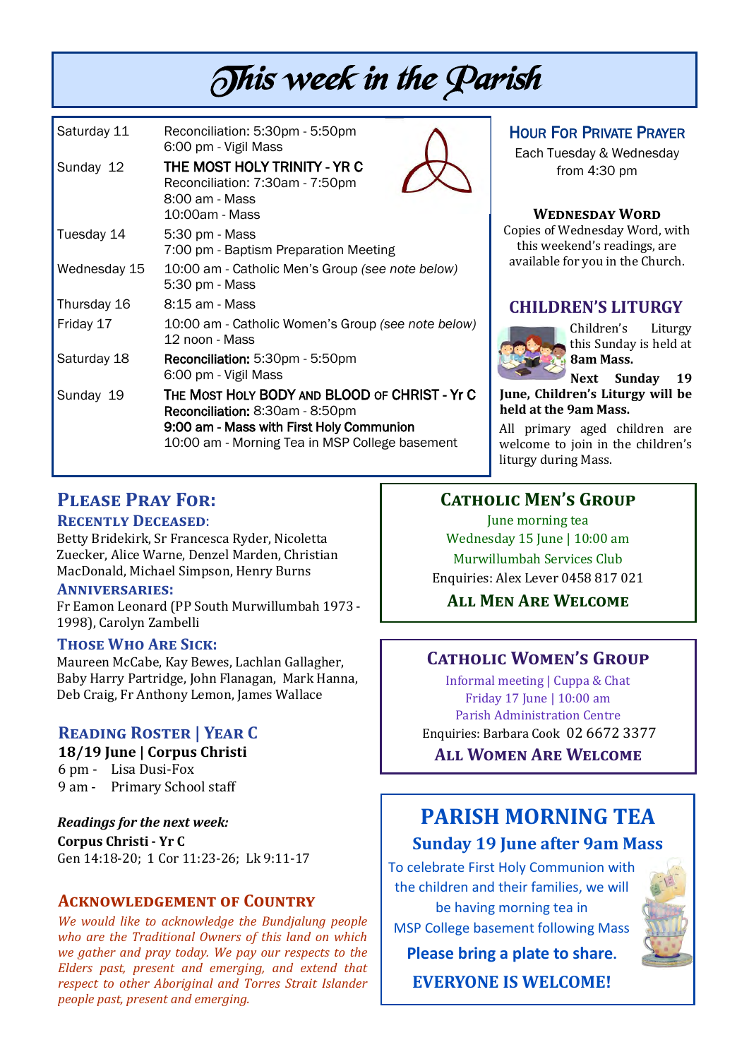# This week in the Parish

| | |
|---|---|
| Saturday 11 | Reconciliation: 5:30pm - 5:50pm<br>6:00 pm - Vigil Mass |
| Sunday 12 | **THE MOST HOLY TRINITY - YR C**<br>Reconciliation: 7:30am - 7:50pm<br>8:00 am - Mass<br>10:00am - Mass |
| Tuesday 14 | 5:30 pm - Mass<br>7:00 pm - Baptism Preparation Meeting |
| Wednesday 15 | 10:00 am - Catholic Men's Group *(see note below)*<br>5:30 pm - Mass |
| Thursday 16 | 8:15 am - Mass |
| Friday 17 | 10:00 am - Catholic Women's Group *(see note below)*<br>12 noon - Mass |
| Saturday 18 | **Reconciliation:** 5:30pm - 5:50pm<br>6:00 pm - Vigil Mass |
| Sunday 19 | **THE MOST HOLY BODY AND BLOOD OF CHRIST - Yr C**<br>**Reconciliation:** 8:30am - 8:50pm<br>**9:00 am - Mass with First Holy Communion**<br>10:00 am - Morning Tea in MSP College basement |

## HOUR FOR PRIVATE PRAYER

Each Tuesday & Wednesday from 4:30 pm

### WEDNESDAY WORD

Copies of Wednesday Word, with this weekend's readings, are available for you in the Church.

## CHILDREN'S LITURGY

Children's Liturgy this Sunday is held at **8am Mass.**

**Next Sunday 19 June, Children's Liturgy will be held at the 9am Mass.**

All primary aged children are welcome to join in the children's liturgy during Mass.

## PLEASE PRAY FOR:

### RECENTLY DECEASED:

Betty Bridekirk, Sr Francesca Ryder, Nicoletta Zuecker, Alice Warne, Denzel Marden, Christian MacDonald, Michael Simpson, Henry Burns

### ANNIVERSARIES:

Fr Eamon Leonard (PP South Murwillumbah 1973 - 1998), Carolyn Zambelli

### THOSE WHO ARE SICK:

Maureen McCabe, Kay Bewes, Lachlan Gallagher, Baby Harry Partridge, John Flanagan, Mark Hanna, Deb Craig, Fr Anthony Lemon, James Wallace

## READING ROSTER | YEAR C

**18/19 June | Corpus Christi**

6 pm - Lisa Dusi-Fox

9 am - Primary School staff

***Readings for the next week:***

**Corpus Christi - Yr C**

Gen 14:18-20; 1 Cor 11:23-26; Lk 9:11-17

## ACKNOWLEDGEMENT OF COUNTRY

*We would like to acknowledge the Bundjalung people who are the Traditional Owners of this land on which we gather and pray today. We pay our respects to the Elders past, present and emerging, and extend that respect to other Aboriginal and Torres Strait Islander people past, present and emerging.*

## CATHOLIC MEN'S GROUP

June morning tea

Wednesday 15 June | 10:00 am

Murwillumbah Services Club

Enquiries: Alex Lever 0458 817 021

**ALL MEN ARE WELCOME**

## CATHOLIC WOMEN'S GROUP

Informal meeting | Cuppa & Chat

Friday 17 June | 10:00 am

Parish Administration Centre

Enquiries: Barbara Cook 02 6672 3377

**ALL WOMEN ARE WELCOME**

## PARISH MORNING TEA

### Sunday 19 June after 9am Mass

To celebrate First Holy Communion with the children and their families, we will be having morning tea in MSP College basement following Mass

**Please bring a plate to share.**

**EVERYONE IS WELCOME!**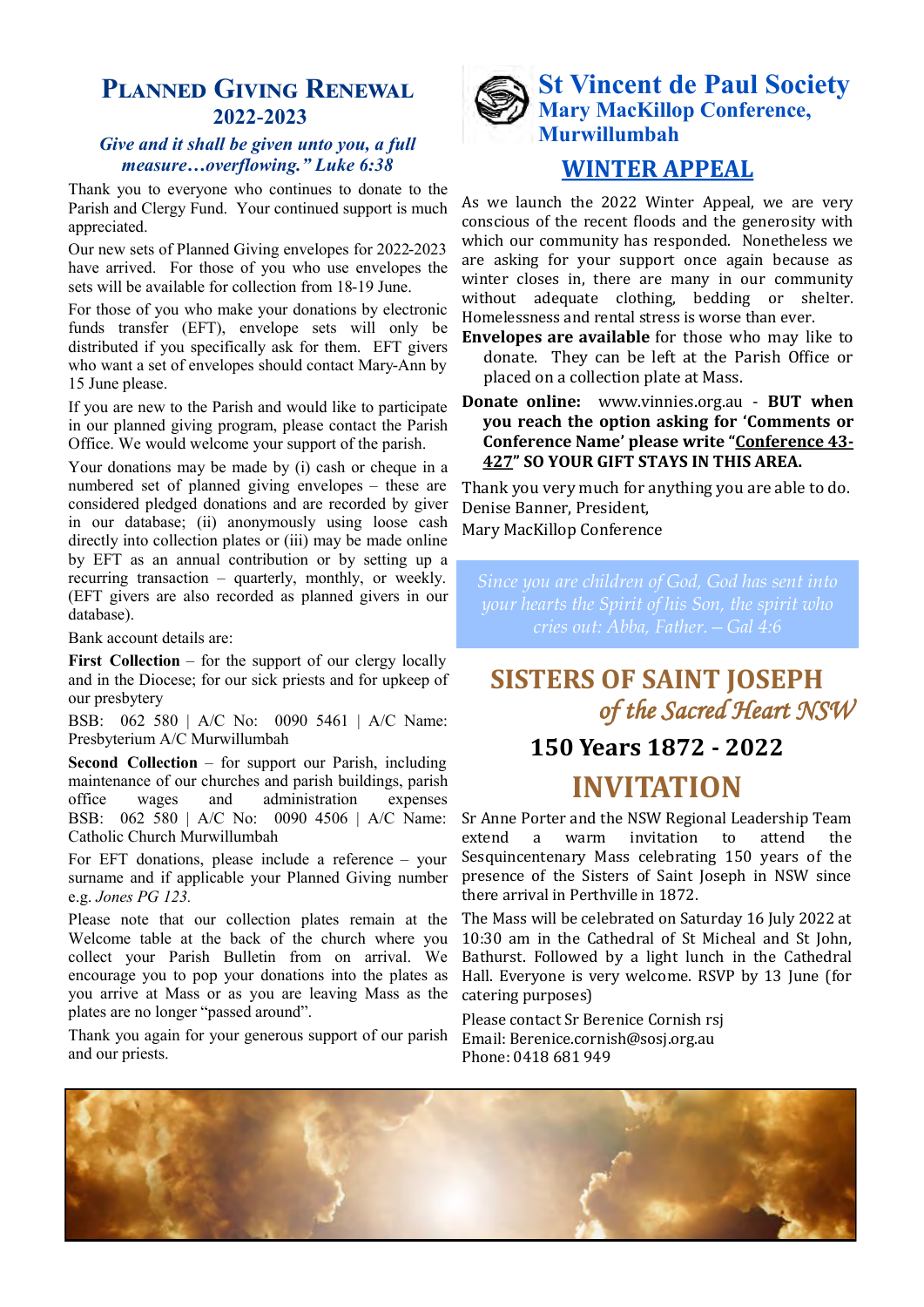## Planned Giving Renewal 2022-2023

*Give and it shall be given unto you, a full measure…overflowing." Luke 6:38*

Thank you to everyone who continues to donate to the Parish and Clergy Fund. Your continued support is much appreciated.

Our new sets of Planned Giving envelopes for 2022-2023 have arrived. For those of you who use envelopes the sets will be available for collection from 18-19 June.

For those of you who make your donations by electronic funds transfer (EFT), envelope sets will only be distributed if you specifically ask for them. EFT givers who want a set of envelopes should contact Mary-Ann by 15 June please.

If you are new to the Parish and would like to participate in our planned giving program, please contact the Parish Office. We would welcome your support of the parish.

Your donations may be made by (i) cash or cheque in a numbered set of planned giving envelopes – these are considered pledged donations and are recorded by giver in our database; (ii) anonymously using loose cash directly into collection plates or (iii) may be made online by EFT as an annual contribution or by setting up a recurring transaction – quarterly, monthly, or weekly. (EFT givers are also recorded as planned givers in our database).

Bank account details are:

**First Collection** – for the support of our clergy locally and in the Diocese; for our sick priests and for upkeep of our presbytery

BSB: 062 580 | A/C No: 0090 5461 | A/C Name: Presbyterium A/C Murwillumbah

**Second Collection** – for support our Parish, including maintenance of our churches and parish buildings, parish office wages and administration expenses BSB: 062 580 | A/C No: 0090 4506 | A/C Name: Catholic Church Murwillumbah

For EFT donations, please include a reference – your surname and if applicable your Planned Giving number e.g. *Jones PG 123.*

Please note that our collection plates remain at the Welcome table at the back of the church where you collect your Parish Bulletin from on arrival. We encourage you to pop your donations into the plates as you arrive at Mass or as you are leaving Mass as the plates are no longer "passed around".

Thank you again for your generous support of our parish and our priests.

## St Vincent de Paul Society
### Mary MacKillop Conference, Murwillumbah

## WINTER APPEAL

As we launch the 2022 Winter Appeal, we are very conscious of the recent floods and the generosity with which our community has responded. Nonetheless we are asking for your support once again because as winter closes in, there are many in our community without adequate clothing, bedding or shelter. Homelessness and rental stress is worse than ever.

**Envelopes are available** for those who may like to donate. They can be left at the Parish Office or placed on a collection plate at Mass.

**Donate online:** www.vinnies.org.au - **BUT when you reach the option asking for 'Comments or Conference Name' please write "Conference 43-427" SO YOUR GIFT STAYS IN THIS AREA.**

Thank you very much for anything you are able to do.
Denise Banner, President,
Mary MacKillop Conference

*Since you are children of God, God has sent into your hearts the Spirit of his Son, the spirit who cries out: Abba, Father. – Gal 4:6*

## SISTERS OF SAINT JOSEPH *of the Sacred Heart NSW*

### 150 Years 1872 - 2022

## INVITATION

Sr Anne Porter and the NSW Regional Leadership Team extend a warm invitation to attend the Sesquincentenary Mass celebrating 150 years of the presence of the Sisters of Saint Joseph in NSW since there arrival in Perthville in 1872.

The Mass will be celebrated on Saturday 16 July 2022 at 10:30 am in the Cathedral of St Micheal and St John, Bathurst. Followed by a light lunch in the Cathedral Hall. Everyone is very welcome. RSVP by 13 June (for catering purposes)

Please contact Sr Berenice Cornish rsj
Email: Berenice.cornish@sosj.org.au
Phone: 0418 681 949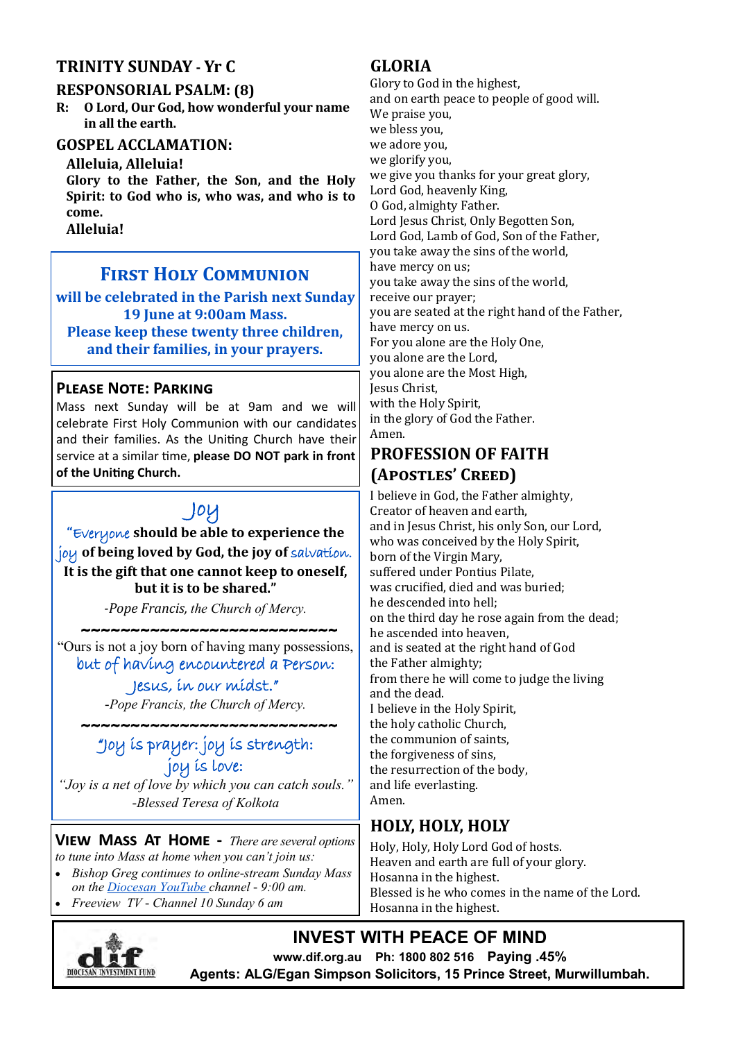## TRINITY SUNDAY - Yr C

### RESPONSORIAL PSALM: (8)

**R: O Lord, Our God, how wonderful your name in all the earth.**

### GOSPEL ACCLAMATION:

**Alleluia, Alleluia!**
**Glory to the Father, the Son, and the Holy Spirit: to God who is, who was, and who is to come.**
**Alleluia!**

### FIRST HOLY COMMUNION

**will be celebrated in the Parish next Sunday 19 June at 9:00am Mass.**
**Please keep these twenty three children, and their families, in your prayers.**

### PLEASE NOTE: PARKING

Mass next Sunday will be at 9am and we will celebrate First Holy Communion with our candidates and their families. As the Uniting Church have their service at a similar time, **please DO NOT park in front of the Uniting Church.**

### Joy

"Everyone **should be able to experience the** joy **of being loved by God, the joy of** salvation. **It is the gift that one cannot keep to oneself, but it is to be shared."**

*-Pope Francis, the Church of Mercy.*

~~~~~~~~~~~~~~~~~~~~~~~~~~~~

"Ours is not a joy born of having many possessions, but of having encountered a Person: Jesus, in our midst."

*-Pope Francis, the Church of Mercy.*

~~~~~~~~~~~~~~~~~~~~~~~~~~~~

"Joy is prayer: joy is strength: joy is love:

*"Joy is a net of love by which you can catch souls."*

*-Blessed Teresa of Kolkota*

### VIEW MASS AT HOME - *There are several options to tune into Mass at home when you can't join us:*

- *Bishop Greg continues to online-stream Sunday Mass on the Diocesan YouTube channel - 9:00 am.*
- *Freeview TV - Channel 10 Sunday 6 am*

### GLORIA

Glory to God in the highest,
and on earth peace to people of good will.
We praise you,
we bless you,
we adore you,
we glorify you,
we give you thanks for your great glory,
Lord God, heavenly King,
O God, almighty Father.
Lord Jesus Christ, Only Begotten Son,
Lord God, Lamb of God, Son of the Father,
you take away the sins of the world,
have mercy on us;
you take away the sins of the world,
receive our prayer;
you are seated at the right hand of the Father,
have mercy on us.
For you alone are the Holy One,
you alone are the Lord,
you alone are the Most High,
Jesus Christ,
with the Holy Spirit,
in the glory of God the Father.
Amen.

### PROFESSION OF FAITH (APOSTLES' CREED)

I believe in God, the Father almighty,
Creator of heaven and earth,
and in Jesus Christ, his only Son, our Lord,
who was conceived by the Holy Spirit,
born of the Virgin Mary,
suffered under Pontius Pilate,
was crucified, died and was buried;
he descended into hell;
on the third day he rose again from the dead;
he ascended into heaven,
and is seated at the right hand of God
the Father almighty;
from there he will come to judge the living
and the dead.
I believe in the Holy Spirit,
the holy catholic Church,
the communion of saints,
the forgiveness of sins,
the resurrection of the body,
and life everlasting.
Amen.

### HOLY, HOLY, HOLY

Holy, Holy, Holy Lord God of hosts.
Heaven and earth are full of your glory.
Hosanna in the highest.
Blessed is he who comes in the name of the Lord.
Hosanna in the highest.

dif DIOCESAN INVESTMENT FUND

**INVEST WITH PEACE OF MIND**

**www.dif.org.au Ph: 1800 802 516 Paying .45%**

**Agents: ALG/Egan Simpson Solicitors, 15 Prince Street, Murwillumbah.**